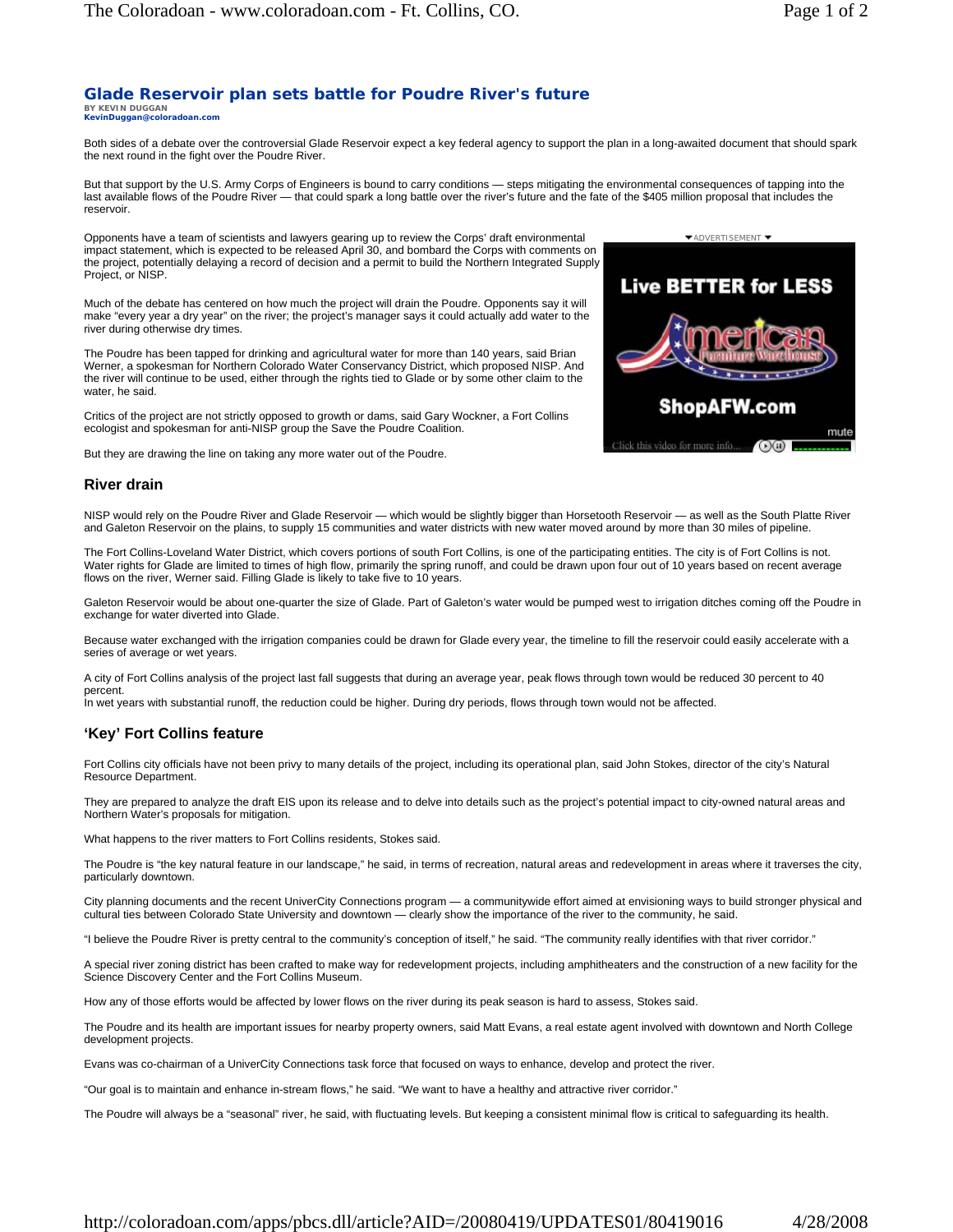# Glade Reservoir plan sets battle for Poudre River's future

BY KEVIN DUGGAN
KevinDuggan@coloradoan.com

Both sides of a debate over the controversial Glade Reservoir expect a key federal agency to support the plan in a long-awaited document that should spark the next round in the fight over the Poudre River.

But that support by the U.S. Army Corps of Engineers is bound to carry conditions — steps mitigating the environmental consequences of tapping into the last available flows of the Poudre River — that could spark a long battle over the river's future and the fate of the $405 million proposal that includes the reservoir.

Opponents have a team of scientists and lawyers gearing up to review the Corps' draft environmental impact statement, which is expected to be released April 30, and bombard the Corps with comments on the project, potentially delaying a record of decision and a permit to build the Northern Integrated Supply Project, or NISP.

Much of the debate has centered on how much the project will drain the Poudre. Opponents say it will make "every year a dry year" on the river; the project's manager says it could actually add water to the river during otherwise dry times.

The Poudre has been tapped for drinking and agricultural water for more than 140 years, said Brian Werner, a spokesman for Northern Colorado Water Conservancy District, which proposed NISP. And the river will continue to be used, either through the rights tied to Glade or by some other claim to the water, he said.

Critics of the project are not strictly opposed to growth or dams, said Gary Wockner, a Fort Collins ecologist and spokesman for anti-NISP group the Save the Poudre Coalition.

But they are drawing the line on taking any more water out of the Poudre.

## River drain

NISP would rely on the Poudre River and Glade Reservoir — which would be slightly bigger than Horsetooth Reservoir — as well as the South Platte River and Galeton Reservoir on the plains, to supply 15 communities and water districts with new water moved around by more than 30 miles of pipeline.

The Fort Collins-Loveland Water District, which covers portions of south Fort Collins, is one of the participating entities. The city is of Fort Collins is not. Water rights for Glade are limited to times of high flow, primarily the spring runoff, and could be drawn upon four out of 10 years based on recent average flows on the river, Werner said. Filling Glade is likely to take five to 10 years.

Galeton Reservoir would be about one-quarter the size of Glade. Part of Galeton's water would be pumped west to irrigation ditches coming off the Poudre in exchange for water diverted into Glade.

Because water exchanged with the irrigation companies could be drawn for Glade every year, the timeline to fill the reservoir could easily accelerate with a series of average or wet years.

A city of Fort Collins analysis of the project last fall suggests that during an average year, peak flows through town would be reduced 30 percent to 40 percent.
In wet years with substantial runoff, the reduction could be higher. During dry periods, flows through town would not be affected.

## 'Key' Fort Collins feature

Fort Collins city officials have not been privy to many details of the project, including its operational plan, said John Stokes, director of the city's Natural Resource Department.

They are prepared to analyze the draft EIS upon its release and to delve into details such as the project's potential impact to city-owned natural areas and Northern Water's proposals for mitigation.

What happens to the river matters to Fort Collins residents, Stokes said.

The Poudre is "the key natural feature in our landscape," he said, in terms of recreation, natural areas and redevelopment in areas where it traverses the city, particularly downtown.

City planning documents and the recent UniverCity Connections program — a communitywide effort aimed at envisioning ways to build stronger physical and cultural ties between Colorado State University and downtown — clearly show the importance of the river to the community, he said.

"I believe the Poudre River is pretty central to the community's conception of itself," he said. "The community really identifies with that river corridor."

A special river zoning district has been crafted to make way for redevelopment projects, including amphitheaters and the construction of a new facility for the Science Discovery Center and the Fort Collins Museum.

How any of those efforts would be affected by lower flows on the river during its peak season is hard to assess, Stokes said.

The Poudre and its health are important issues for nearby property owners, said Matt Evans, a real estate agent involved with downtown and North College development projects.

Evans was co-chairman of a UniverCity Connections task force that focused on ways to enhance, develop and protect the river.

"Our goal is to maintain and enhance in-stream flows," he said. "We want to have a healthy and attractive river corridor."

The Poudre will always be a "seasonal" river, he said, with fluctuating levels. But keeping a consistent minimal flow is critical to safeguarding its health.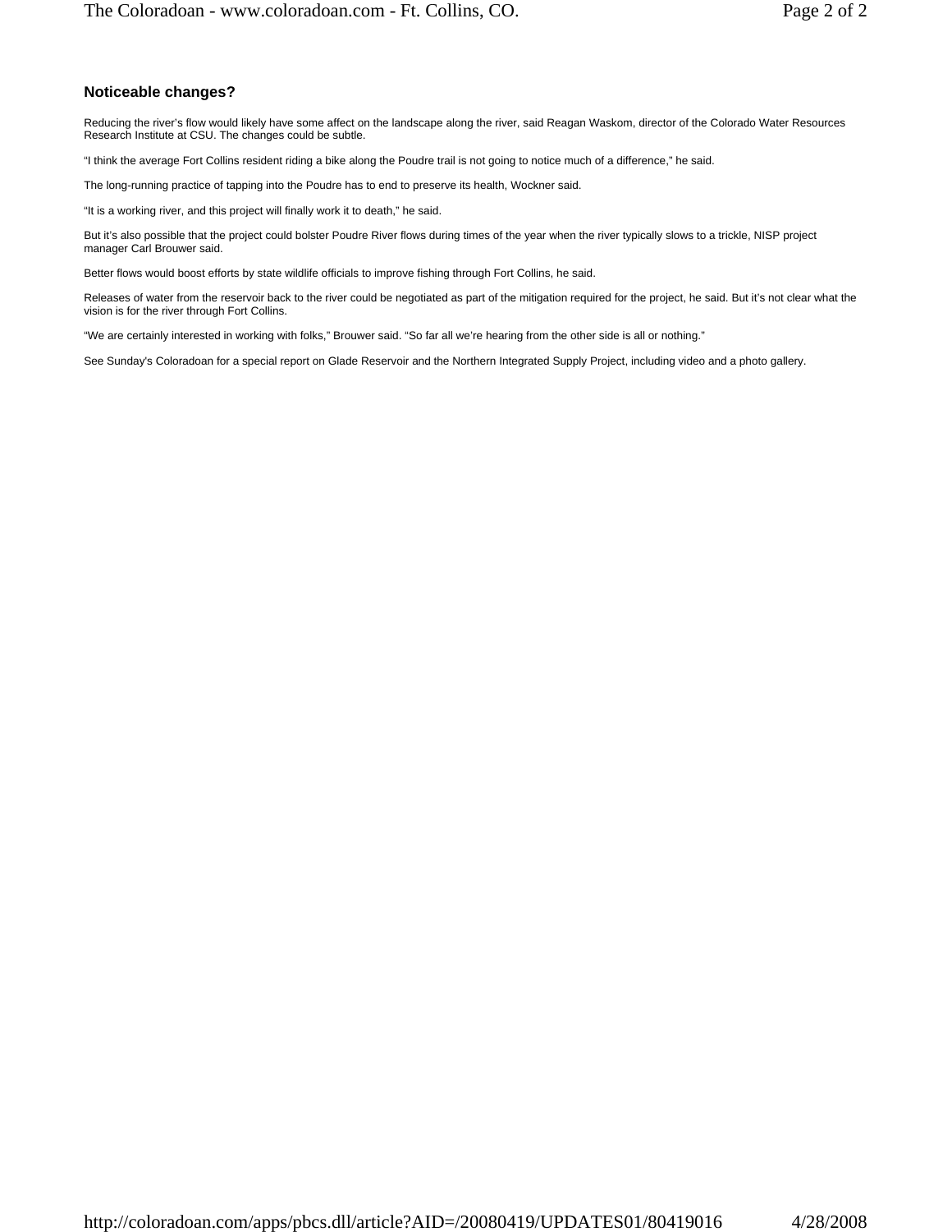## Noticeable changes?

Reducing the river's flow would likely have some affect on the landscape along the river, said Reagan Waskom, director of the Colorado Water Resources Research Institute at CSU. The changes could be subtle.

"I think the average Fort Collins resident riding a bike along the Poudre trail is not going to notice much of a difference," he said.

The long-running practice of tapping into the Poudre has to end to preserve its health, Wockner said.

"It is a working river, and this project will finally work it to death," he said.

But it's also possible that the project could bolster Poudre River flows during times of the year when the river typically slows to a trickle, NISP project manager Carl Brouwer said.

Better flows would boost efforts by state wildlife officials to improve fishing through Fort Collins, he said.

Releases of water from the reservoir back to the river could be negotiated as part of the mitigation required for the project, he said. But it's not clear what the vision is for the river through Fort Collins.

"We are certainly interested in working with folks," Brouwer said. "So far all we're hearing from the other side is all or nothing."

See Sunday's Coloradoan for a special report on Glade Reservoir and the Northern Integrated Supply Project, including video and a photo gallery.